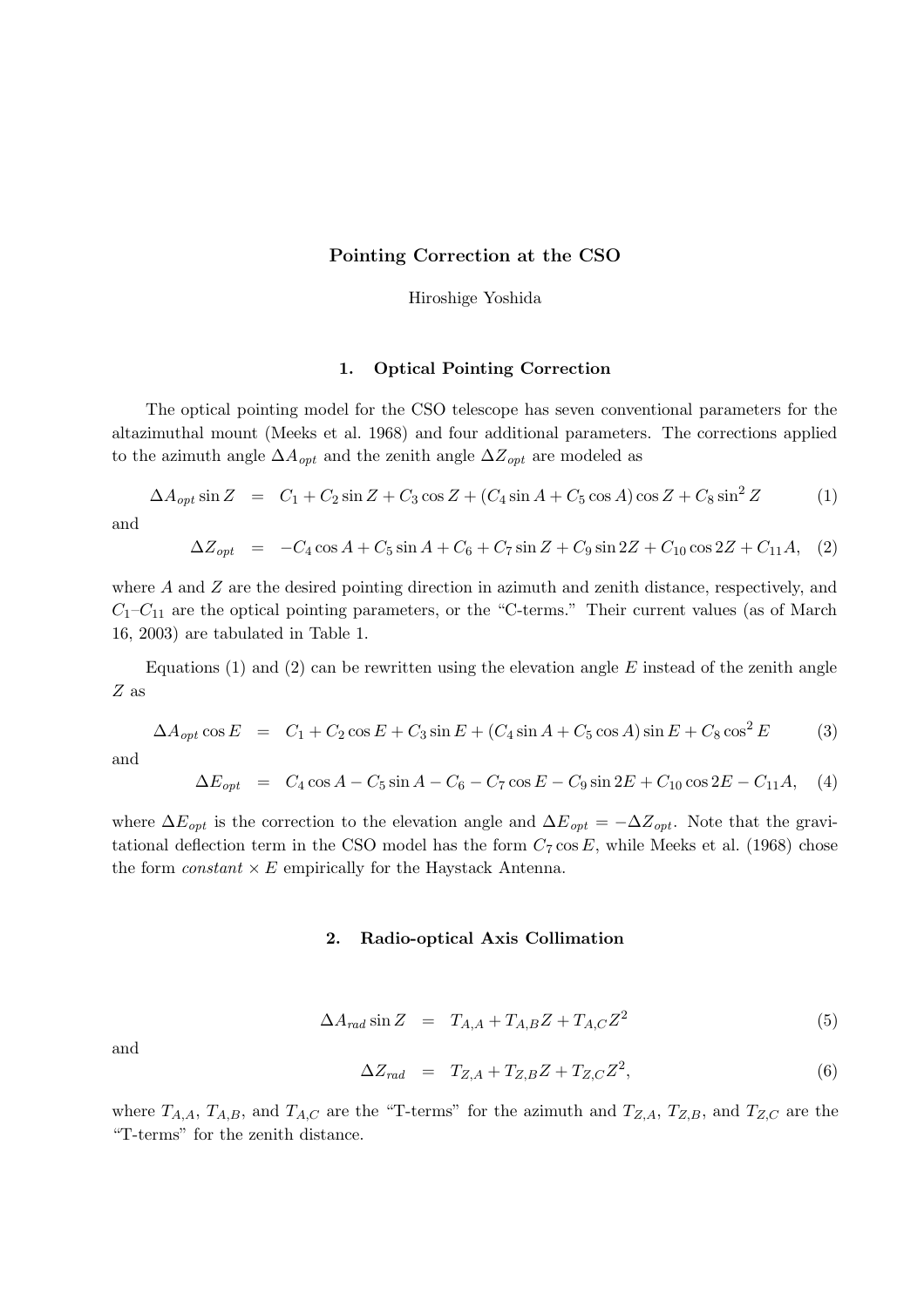# Pointing Correction at the CSO

Hiroshige Yoshida

## 1. Optical Pointing Correction

The optical pointing model for the CSO telescope has seven conventional parameters for the altazimuthal mount (Meeks et al. 1968) and four additional parameters. The corrections applied to the azimuth angle $\Delta A_{opt}$ and the zenith angle $\Delta Z_{opt}$ are modeled as

$$\Delta A_{opt} \sin Z = C_1 + C_2 \sin Z + C_3 \cos Z + (C_4 \sin A + C_5 \cos A) \cos Z + C_8 \sin^2 Z \tag{1}$$

and

$$\Delta Z_{opt} = -C_4 \cos A + C_5 \sin A + C_6 + C_7 \sin Z + C_9 \sin 2Z + C_{10} \cos 2Z + C_{11} A, \tag{2}$$

where $A$ and $Z$ are the desired pointing direction in azimuth and zenith distance, respectively, and $C_1$–$C_{11}$ are the optical pointing parameters, or the "C-terms." Their current values (as of March 16, 2003) are tabulated in Table 1.

Equations (1) and (2) can be rewritten using the elevation angle $E$ instead of the zenith angle $Z$ as

$$\Delta A_{opt} \cos E = C_1 + C_2 \cos E + C_3 \sin E + (C_4 \sin A + C_5 \cos A) \sin E + C_8 \cos^2 E \tag{3}$$

and

$$\Delta E_{opt} = C_4 \cos A - C_5 \sin A - C_6 - C_7 \cos E - C_9 \sin 2E + C_{10} \cos 2E - C_{11} A, \tag{4}$$

where $\Delta E_{opt}$ is the correction to the elevation angle and $\Delta E_{opt} = -\Delta Z_{opt}$. Note that the gravitational deflection term in the CSO model has the form $C_7 \cos E$, while Meeks et al. (1968) chose the form *constant* $\times E$ empirically for the Haystack Antenna.

## 2. Radio-optical Axis Collimation

$$\Delta A_{rad} \sin Z = T_{A,A} + T_{A,B} Z + T_{A,C} Z^2 \tag{5}$$

and

$$\Delta Z_{rad} = T_{Z,A} + T_{Z,B} Z + T_{Z,C} Z^2, \tag{6}$$

where $T_{A,A}$, $T_{A,B}$, and $T_{A,C}$ are the "T-terms" for the azimuth and $T_{Z,A}$, $T_{Z,B}$, and $T_{Z,C}$ are the "T-terms" for the zenith distance.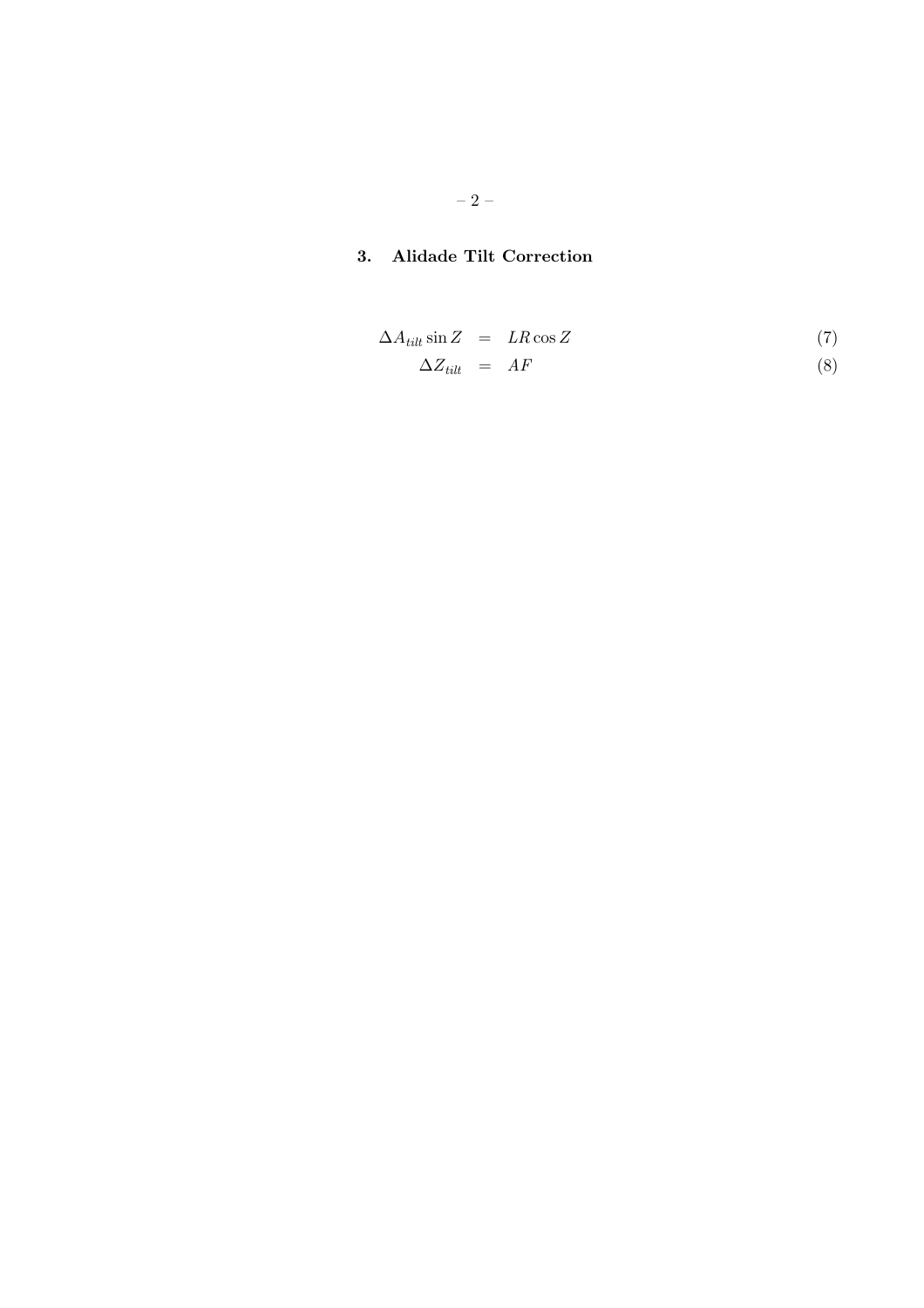## 3. Alidade Tilt Correction

$$
\Delta A_{tilt} \sin Z = LR \cos Z \tag{7}
$$

$$
\Delta Z_{tilt} = AF \tag{8}
$$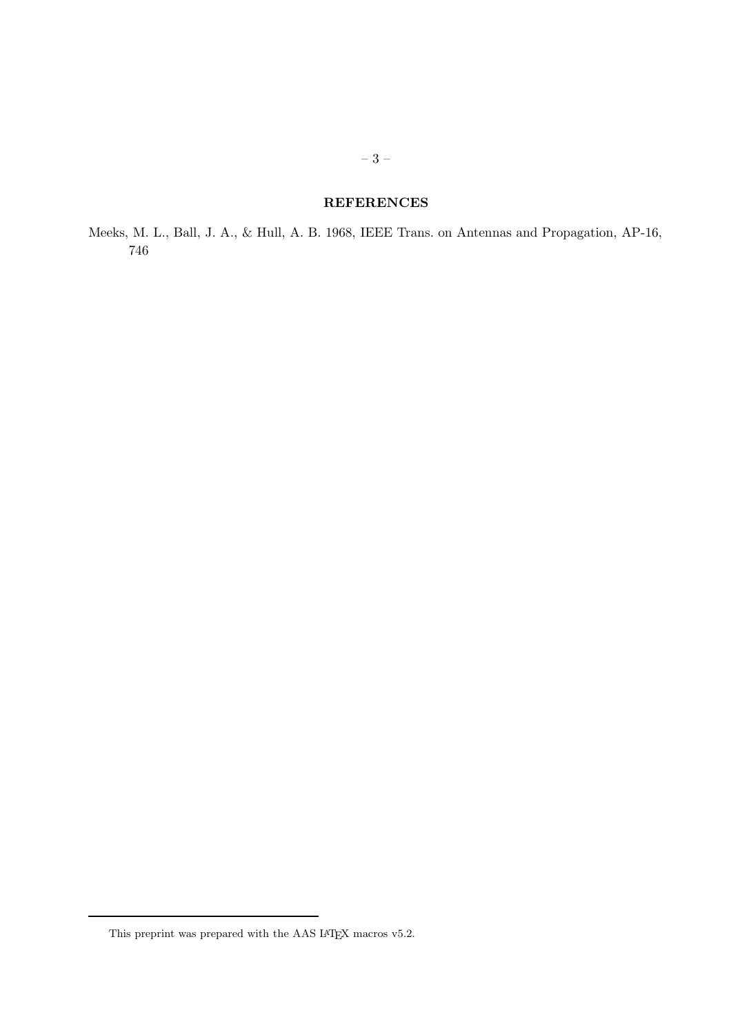## REFERENCES

Meeks, M. L., Ball, J. A., & Hull, A. B. 1968, IEEE Trans. on Antennas and Propagation, AP-16, 746

---

This preprint was prepared with the AAS LaTeX macros v5.2.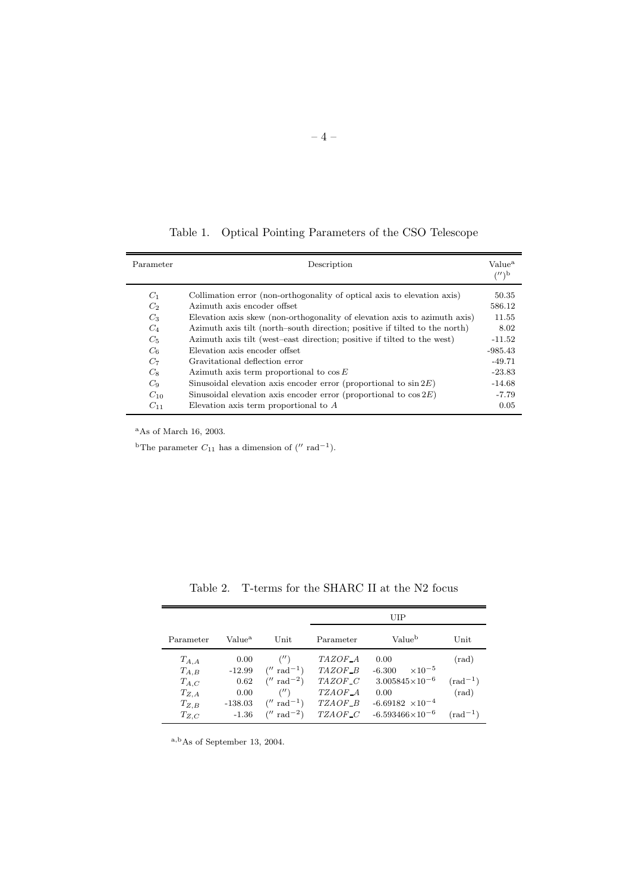Table 1. Optical Pointing Parameters of the CSO Telescope

| Parameter | Description | Value[a] ($''$)[b] |
|---|---|---|
| $C_1$ | Collimation error (non-orthogonality of optical axis to elevation axis) | 50.35 |
| $C_2$ | Azimuth axis encoder offset | 586.12 |
| $C_3$ | Elevation axis skew (non-orthogonality of elevation axis to azimuth axis) | 11.55 |
| $C_4$ | Azimuth axis tilt (north–south direction; positive if tilted to the north) | 8.02 |
| $C_5$ | Azimuth axis tilt (west–east direction; positive if tilted to the west) | -11.52 |
| $C_6$ | Elevation axis encoder offset | -985.43 |
| $C_7$ | Gravitational deflection error | -49.71 |
| $C_8$ | Azimuth axis term proportional to $\cos E$ | -23.83 |
| $C_9$ | Sinusoidal elevation axis encoder error (proportional to $\sin 2E$) | -14.68 |
| $C_{10}$ | Sinusoidal elevation axis encoder error (proportional to $\cos 2E$) | -7.79 |
| $C_{11}$ | Elevation axis term proportional to $A$ | 0.05 |

[a]As of March 16, 2003.

[b]The parameter $C_{11}$ has a dimension of ($''$ rad$^{-1}$).

Table 2. T-terms for the SHARC II at the N2 focus

| | | | UIP | | |
|---|---|---|---|---|---|
| Parameter | Value[a] | Unit | Parameter | Value[b] | Unit |
| $T_{A,A}$ | 0.00 | ($''$) | *TAZOF_A* | 0.00 | (rad) |
| $T_{A,B}$ | -12.99 | ($''$ rad$^{-1}$) | *TAZOF_B* | $-6.300 \times 10^{-5}$ | |
| $T_{A,C}$ | 0.62 | ($''$ rad$^{-2}$) | *TAZOF_C* | $3.005845 \times 10^{-6}$ | (rad$^{-1}$) |
| $T_{Z,A}$ | 0.00 | ($''$) | *TZAOF_A* | 0.00 | (rad) |
| $T_{Z,B}$ | -138.03 | ($''$ rad$^{-1}$) | *TZAOF_B* | $-6.69182 \times 10^{-4}$ | |
| $T_{Z,C}$ | -1.36 | ($''$ rad$^{-2}$) | *TZAOF_C* | $-6.593466 \times 10^{-6}$ | (rad$^{-1}$) |

[a,b]As of September 13, 2004.